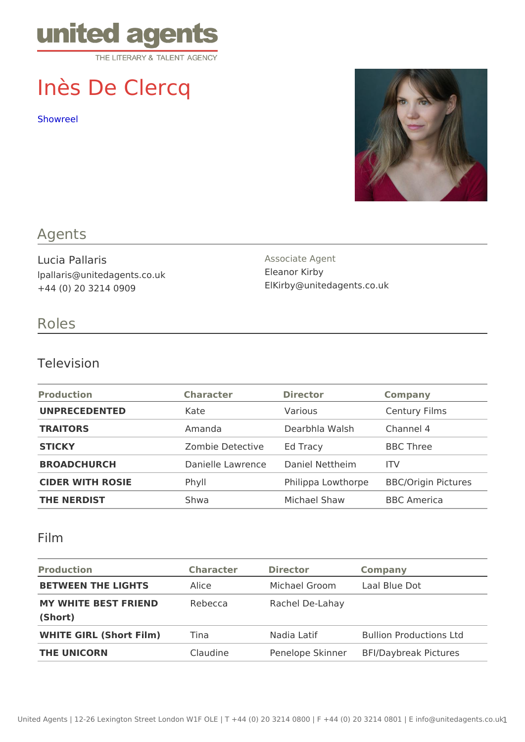united agents
THE LITERARY & TALENT AGENCY

# Inès De Clercq

Showreel

## Agents

Lucia Pallaris
lpallaris@unitedagents.co.uk
+44 (0) 20 3214 0909

Associate Agent
Eleanor Kirby
ElKirby@unitedagents.co.uk

## Roles

### Television

| Production | Character | Director | Company |
| --- | --- | --- | --- |
| **UNPRECEDENTED** | Kate | Various | Century Films |
| **TRAITORS** | Amanda | Dearbhla Walsh | Channel 4 |
| **STICKY** | Zombie Detective | Ed Tracy | BBC Three |
| **BROADCHURCH** | Danielle Lawrence | Daniel Nettheim | ITV |
| **CIDER WITH ROSIE** | Phyll | Philippa Lowthorpe | BBC/Origin Pictures |
| **THE NERDIST** | Shwa | Michael Shaw | BBC America |

### Film

| Production | Character | Director | Company |
| --- | --- | --- | --- |
| **BETWEEN THE LIGHTS** | Alice | Michael Groom | Laal Blue Dot |
| **MY WHITE BEST FRIEND (Short)** | Rebecca | Rachel De-Lahay | |
| **WHITE GIRL (Short Film)** | Tina | Nadia Latif | Bullion Productions Ltd |
| **THE UNICORN** | Claudine | Penelope Skinner | BFI/Daybreak Pictures |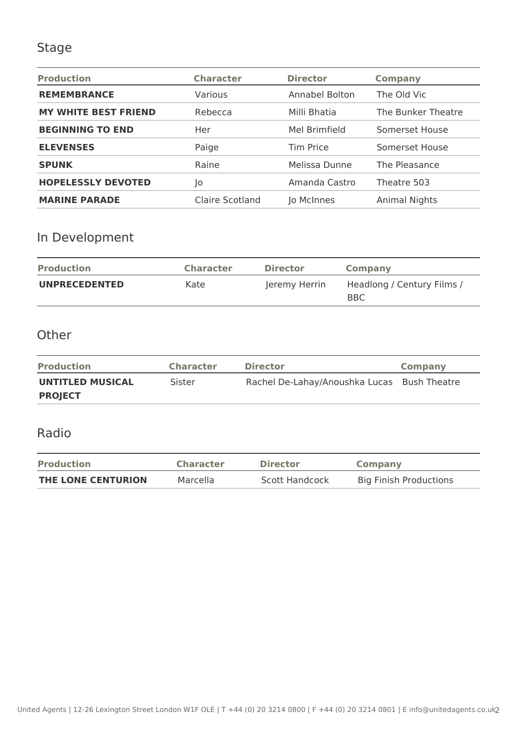## Stage

| Production | Character | Director | Company |
| --- | --- | --- | --- |
| **REMEMBRANCE** | Various | Annabel Bolton | The Old Vic |
| **MY WHITE BEST FRIEND** | Rebecca | Milli Bhatia | The Bunker Theatre |
| **BEGINNING TO END** | Her | Mel Brimfield | Somerset House |
| **ELEVENSES** | Paige | Tim Price | Somerset House |
| **SPUNK** | Raine | Melissa Dunne | The Pleasance |
| **HOPELESSLY DEVOTED** | Jo | Amanda Castro | Theatre 503 |
| **MARINE PARADE** | Claire Scotland | Jo McInnes | Animal Nights |

## In Development

| Production | Character | Director | Company |
| --- | --- | --- | --- |
| **UNPRECEDENTED** | Kate | Jeremy Herrin | Headlong / Century Films / BBC |

## Other

| Production | Character | Director | Company |
| --- | --- | --- | --- |
| **UNTITLED MUSICAL PROJECT** | Sister | Rachel De-Lahay/Anoushka Lucas | Bush Theatre |

## Radio

| Production | Character | Director | Company |
| --- | --- | --- | --- |
| **THE LONE CENTURION** | Marcella | Scott Handcock | Big Finish Productions |

United Agents | 12-26 Lexington Street London W1F OLE | T +44 (0) 20 3214 0800 | F +44 (0) 20 3214 0801 | E info@unitedagents.co.uk